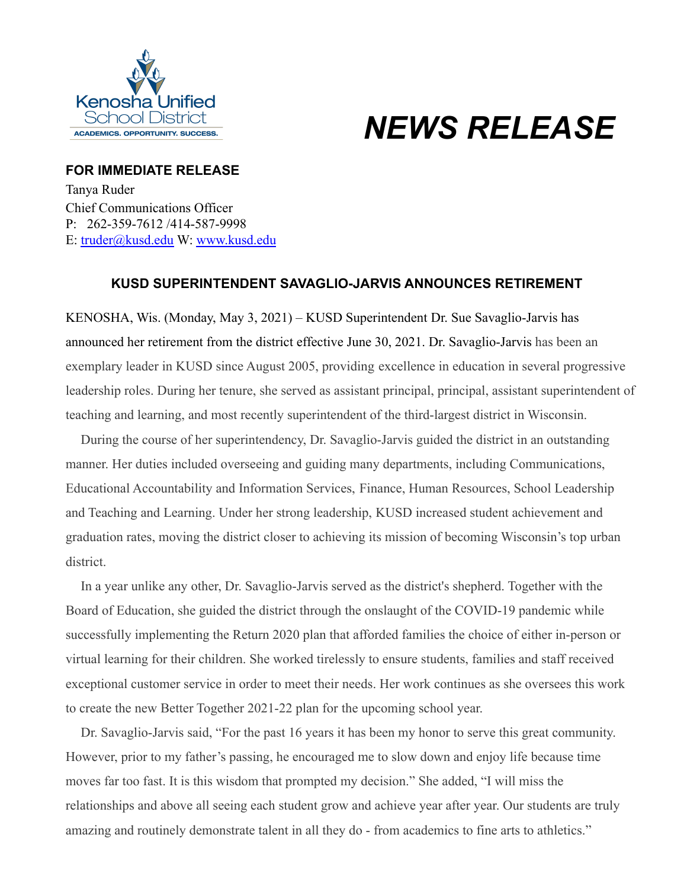Kenosha Unified School District

ACADEMICS. OPPORTUNITY. SUCCESS.

# *NEWS RELEASE*

**FOR IMMEDIATE RELEASE**

Tanya Ruder
Chief Communications Officer
P: 262-359-7612 /414-587-9998
E: truder@kusd.edu W: www.kusd.edu

## KUSD SUPERINTENDENT SAVAGLIO-JARVIS ANNOUNCES RETIREMENT

KENOSHA, Wis. (Monday, May 3, 2021) – KUSD Superintendent Dr. Sue Savaglio-Jarvis has announced her retirement from the district effective June 30, 2021. Dr. Savaglio-Jarvis has been an exemplary leader in KUSD since August 2005, providing excellence in education in several progressive leadership roles. During her tenure, she served as assistant principal, principal, assistant superintendent of teaching and learning, and most recently superintendent of the third-largest district in Wisconsin.

During the course of her superintendency, Dr. Savaglio-Jarvis guided the district in an outstanding manner. Her duties included overseeing and guiding many departments, including Communications, Educational Accountability and Information Services, Finance, Human Resources, School Leadership and Teaching and Learning. Under her strong leadership, KUSD increased student achievement and graduation rates, moving the district closer to achieving its mission of becoming Wisconsin's top urban district.

In a year unlike any other, Dr. Savaglio-Jarvis served as the district's shepherd. Together with the Board of Education, she guided the district through the onslaught of the COVID-19 pandemic while successfully implementing the Return 2020 plan that afforded families the choice of either in-person or virtual learning for their children. She worked tirelessly to ensure students, families and staff received exceptional customer service in order to meet their needs. Her work continues as she oversees this work to create the new Better Together 2021-22 plan for the upcoming school year.

Dr. Savaglio-Jarvis said, "For the past 16 years it has been my honor to serve this great community. However, prior to my father's passing, he encouraged me to slow down and enjoy life because time moves far too fast. It is this wisdom that prompted my decision." She added, "I will miss the relationships and above all seeing each student grow and achieve year after year. Our students are truly amazing and routinely demonstrate talent in all they do - from academics to fine arts to athletics."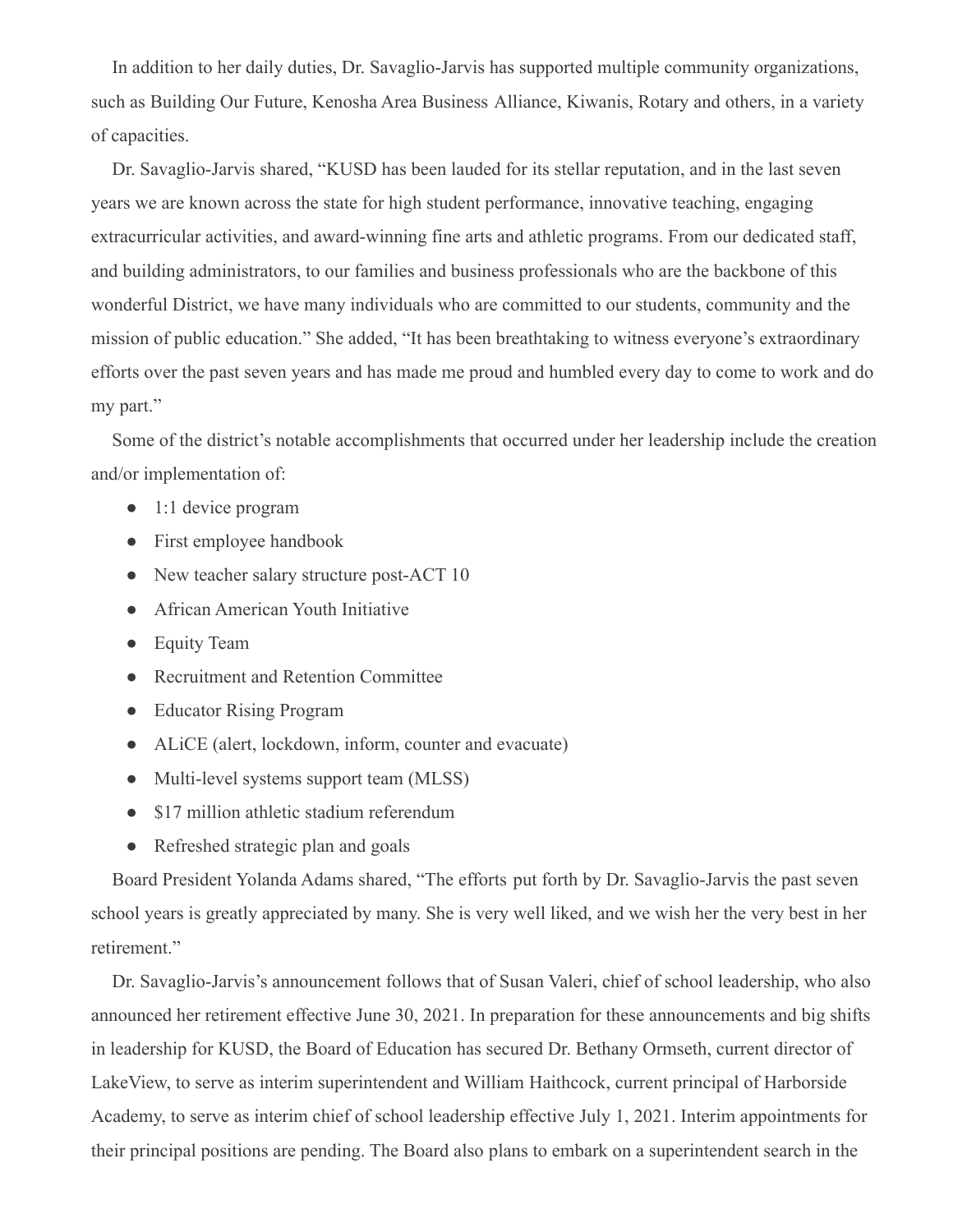In addition to her daily duties, Dr. Savaglio-Jarvis has supported multiple community organizations, such as Building Our Future, Kenosha Area Business Alliance, Kiwanis, Rotary and others, in a variety of capacities.

Dr. Savaglio-Jarvis shared, “KUSD has been lauded for its stellar reputation, and in the last seven years we are known across the state for high student performance, innovative teaching, engaging extracurricular activities, and award-winning fine arts and athletic programs. From our dedicated staff, and building administrators, to our families and business professionals who are the backbone of this wonderful District, we have many individuals who are committed to our students, community and the mission of public education.” She added, “It has been breathtaking to witness everyone’s extraordinary efforts over the past seven years and has made me proud and humbled every day to come to work and do my part.”

Some of the district’s notable accomplishments that occurred under her leadership include the creation and/or implementation of:

- 1:1 device program
- First employee handbook
- New teacher salary structure post-ACT 10
- African American Youth Initiative
- Equity Team
- Recruitment and Retention Committee
- Educator Rising Program
- ALiCE (alert, lockdown, inform, counter and evacuate)
- Multi-level systems support team (MLSS)
- $17 million athletic stadium referendum
- Refreshed strategic plan and goals

Board President Yolanda Adams shared, “The efforts put forth by Dr. Savaglio-Jarvis the past seven school years is greatly appreciated by many. She is very well liked, and we wish her the very best in her retirement.”

Dr. Savaglio-Jarvis’s announcement follows that of Susan Valeri, chief of school leadership, who also announced her retirement effective June 30, 2021. In preparation for these announcements and big shifts in leadership for KUSD, the Board of Education has secured Dr. Bethany Ormseth, current director of LakeView, to serve as interim superintendent and William Haithcock, current principal of Harborside Academy, to serve as interim chief of school leadership effective July 1, 2021. Interim appointments for their principal positions are pending. The Board also plans to embark on a superintendent search in the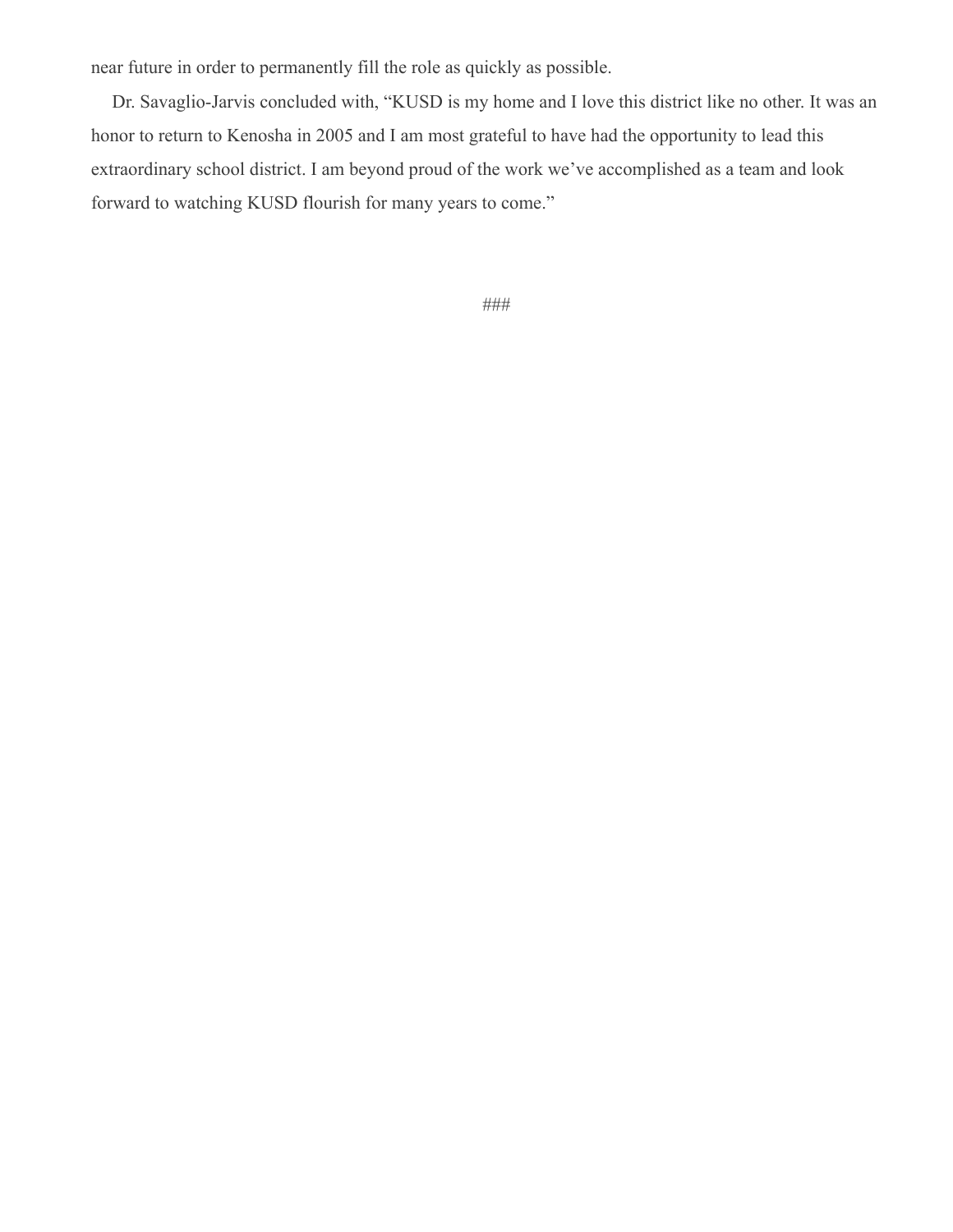near future in order to permanently fill the role as quickly as possible.

Dr. Savaglio-Jarvis concluded with, “KUSD is my home and I love this district like no other. It was an honor to return to Kenosha in 2005 and I am most grateful to have had the opportunity to lead this extraordinary school district. I am beyond proud of the work we’ve accomplished as a team and look forward to watching KUSD flourish for many years to come.”

###